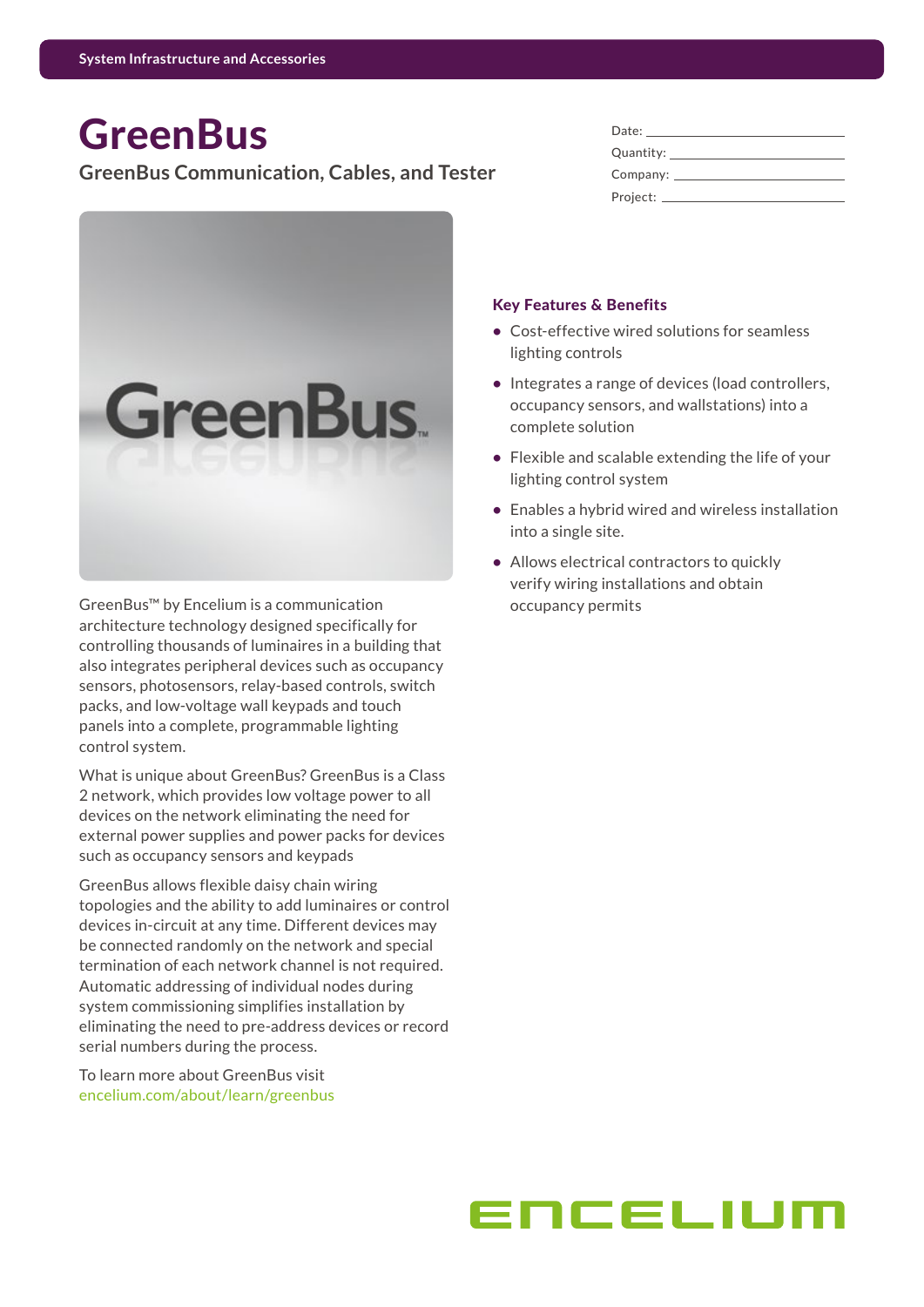System Infrastructure and Accessories

# GreenBus

## GreenBus Communication, Cables, and Tester

Date: ______________________

Quantity: ______________________

Company: ______________________

Project: ______________________

GreenBus™ by Encelium is a communication architecture technology designed specifically for controlling thousands of luminaires in a building that also integrates peripheral devices such as occupancy sensors, photosensors, relay-based controls, switch packs, and low-voltage wall keypads and touch panels into a complete, programmable lighting control system.

What is unique about GreenBus? GreenBus is a Class 2 network, which provides low voltage power to all devices on the network eliminating the need for external power supplies and power packs for devices such as occupancy sensors and keypads

GreenBus allows flexible daisy chain wiring topologies and the ability to add luminaires or control devices in-circuit at any time. Different devices may be connected randomly on the network and special termination of each network channel is not required. Automatic addressing of individual nodes during system commissioning simplifies installation by eliminating the need to pre-address devices or record serial numbers during the process.

To learn more about GreenBus visit encelium.com/about/learn/greenbus

### Key Features & Benefits

- Cost-effective wired solutions for seamless lighting controls
- Integrates a range of devices (load controllers, occupancy sensors, and wallstations) into a complete solution
- Flexible and scalable extending the life of your lighting control system
- Enables a hybrid wired and wireless installation into a single site.
- Allows electrical contractors to quickly verify wiring installations and obtain occupancy permits

ENCELIUM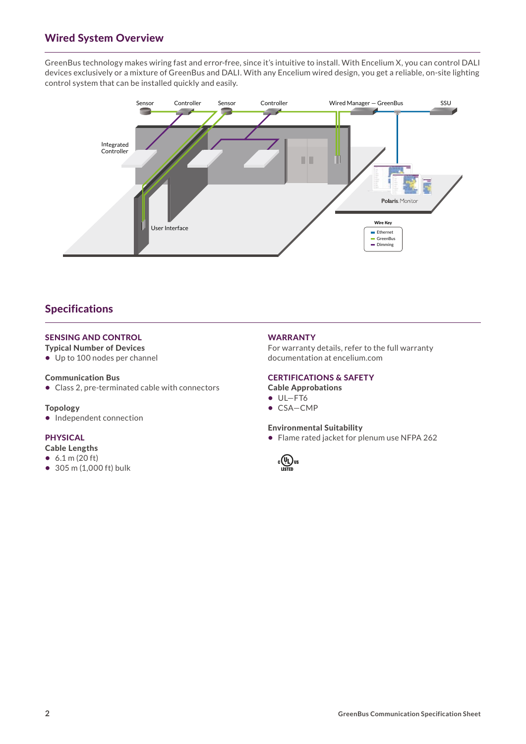## Wired System Overview

GreenBus technology makes wiring fast and error-free, since it's intuitive to install. With Encelium X, you can control DALI devices exclusively or a mixture of GreenBus and DALI. With any Encelium wired design, you get a reliable, on-site lighting control system that can be installed quickly and easily.

## Specifications

### SENSING AND CONTROL

**Typical Number of Devices**
- Up to 100 nodes per channel

**Communication Bus**
- Class 2, pre-terminated cable with connectors

**Topology**
- Independent connection

### PHYSICAL

**Cable Lengths**
- 6.1 m (20 ft)
- 305 m (1,000 ft) bulk

### WARRANTY

For warranty details, refer to the full warranty documentation at encelium.com

### CERTIFICATIONS & SAFETY

**Cable Approbations**
- UL–FT6
- CSA–CMP

**Environmental Suitability**
- Flame rated jacket for plenum use NFPA 262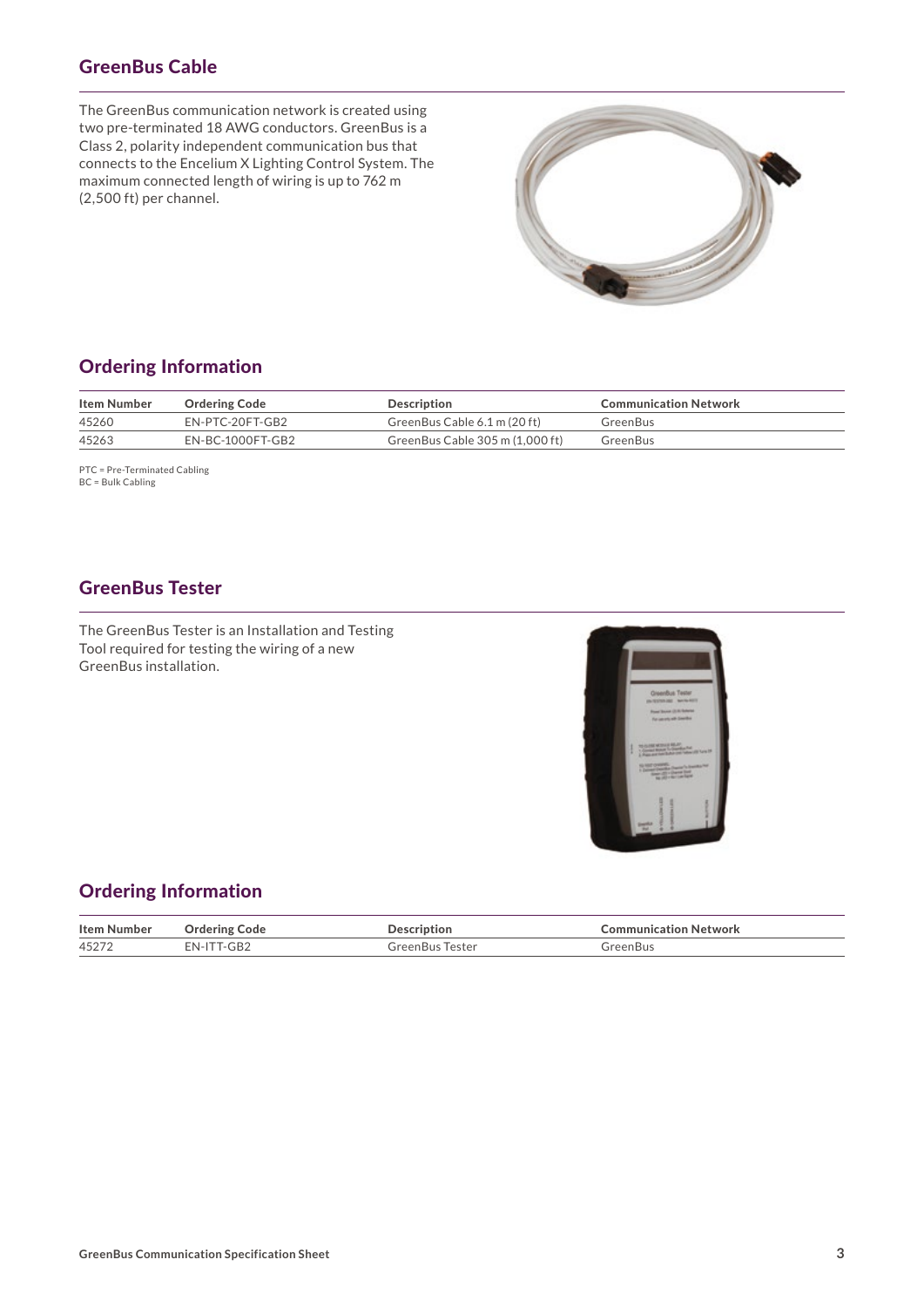## GreenBus Cable

The GreenBus communication network is created using two pre-terminated 18 AWG conductors. GreenBus is a Class 2, polarity independent communication bus that connects to the Encelium X Lighting Control System. The maximum connected length of wiring is up to 762 m (2,500 ft) per channel.

## Ordering Information

| Item Number | Ordering Code | Description | Communication Network |
|---|---|---|---|
| 45260 | EN-PTC-20FT-GB2 | GreenBus Cable 6.1 m (20 ft) | GreenBus |
| 45263 | EN-BC-1000FT-GB2 | GreenBus Cable 305 m (1,000 ft) | GreenBus |

PTC = Pre-Terminated Cabling
BC = Bulk Cabling

## GreenBus Tester

The GreenBus Tester is an Installation and Testing Tool required for testing the wiring of a new GreenBus installation.

## Ordering Information

| Item Number | Ordering Code | Description | Communication Network |
|---|---|---|---|
| 45272 | EN-ITT-GB2 | GreenBus Tester | GreenBus |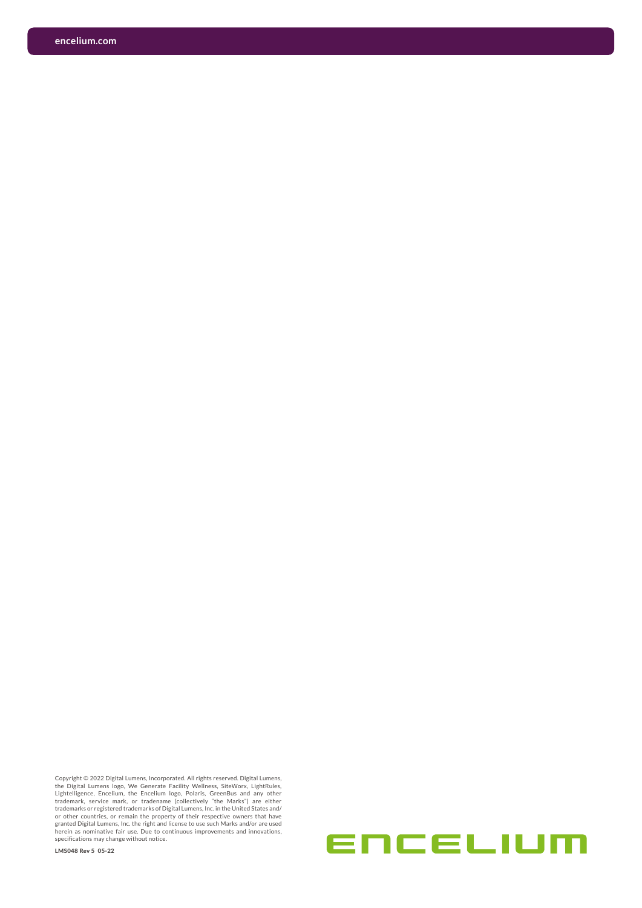encelium.com

Copyright © 2022 Digital Lumens, Incorporated. All rights reserved. Digital Lumens, the Digital Lumens logo, We Generate Facility Wellness, SiteWorx, LightRules, Lightelligence, Encelium, the Encelium logo, Polaris, GreenBus and any other trademark, service mark, or tradename (collectively "the Marks") are either trademarks or registered trademarks of Digital Lumens, Inc. in the United States and/or other countries, or remain the property of their respective owners that have granted Digital Lumens, Inc. the right and license to use such Marks and/or are used herein as nominative fair use. Due to continuous improvements and innovations, specifications may change without notice.

**LMS048 Rev 5 05-22**

ENCELIUM